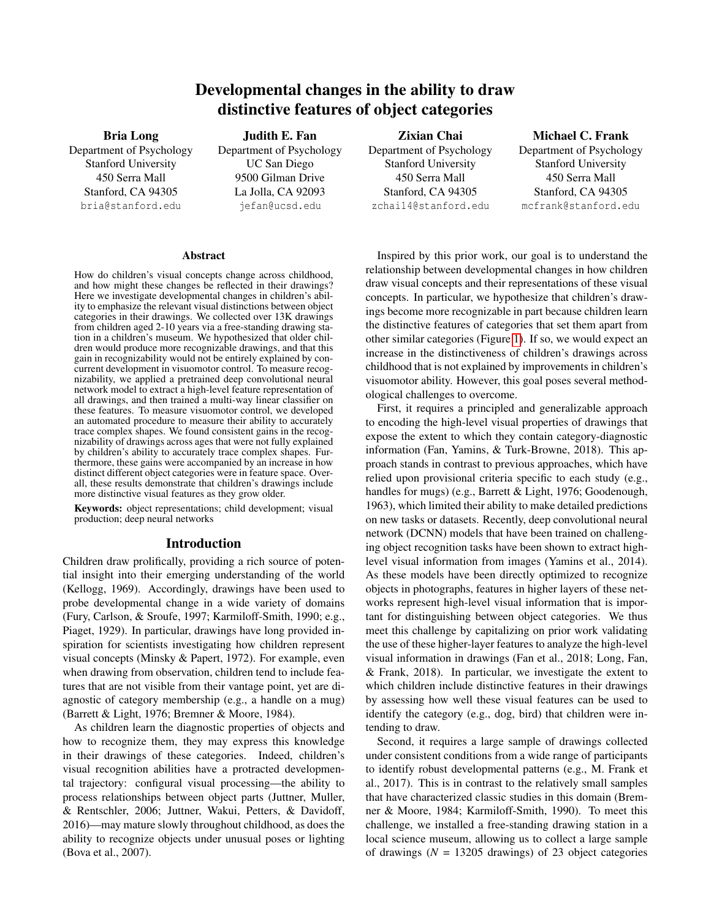# Developmental changes in the ability to draw distinctive features of object categories

**Bria Long**
Department of Psychology
Stanford University
450 Serra Mall
Stanford, CA 94305
bria@stanford.edu

**Judith E. Fan**
Department of Psychology
UC San Diego
9500 Gilman Drive
La Jolla, CA 92093
jefan@ucsd.edu

**Zixian Chai**
Department of Psychology
Stanford University
450 Serra Mall
Stanford, CA 94305
zchai14@stanford.edu

**Michael C. Frank**
Department of Psychology
Stanford University
450 Serra Mall
Stanford, CA 94305
mcfrank@stanford.edu

## Abstract

How do children's visual concepts change across childhood, and how might these changes be reflected in their drawings? Here we investigate developmental changes in children's ability to emphasize the relevant visual distinctions between object categories in their drawings. We collected over 13K drawings from children aged 2-10 years via a free-standing drawing station in a children's museum. We hypothesized that older children would produce more recognizable drawings, and that this gain in recognizability would not be entirely explained by concurrent development in visuomotor control. To measure recognizability, we applied a pretrained deep convolutional neural network model to extract a high-level feature representation of all drawings, and then trained a multi-way linear classifier on these features. To measure visuomotor control, we developed an automated procedure to measure their ability to accurately trace complex shapes. We found consistent gains in the recognizability of drawings across ages that were not fully explained by children's ability to accurately trace complex shapes. Furthermore, these gains were accompanied by an increase in how distinct different object categories were in feature space. Overall, these results demonstrate that children's drawings include more distinctive visual features as they grow older.

**Keywords:** object representations; child development; visual production; deep neural networks

## Introduction

Children draw prolifically, providing a rich source of potential insight into their emerging understanding of the world (Kellogg, 1969). Accordingly, drawings have been used to probe developmental change in a wide variety of domains (Fury, Carlson, & Sroufe, 1997; Karmiloff-Smith, 1990; e.g., Piaget, 1929). In particular, drawings have long provided inspiration for scientists investigating how children represent visual concepts (Minsky & Papert, 1972). For example, even when drawing from observation, children tend to include features that are not visible from their vantage point, yet are diagnostic of category membership (e.g., a handle on a mug) (Barrett & Light, 1976; Bremner & Moore, 1984).

As children learn the diagnostic properties of objects and how to recognize them, they may express this knowledge in their drawings of these categories. Indeed, children's visual recognition abilities have a protracted developmental trajectory: configural visual processing—the ability to process relationships between object parts (Juttner, Muller, & Rentschler, 2006; Juttner, Wakui, Petters, & Davidoff, 2016)—may mature slowly throughout childhood, as does the ability to recognize objects under unusual poses or lighting (Bova et al., 2007).

Inspired by this prior work, our goal is to understand the relationship between developmental changes in how children draw visual concepts and their representations of these visual concepts. In particular, we hypothesize that children's drawings become more recognizable in part because children learn the distinctive features of categories that set them apart from other similar categories (Figure 1). If so, we would expect an increase in the distinctiveness of children's drawings across childhood that is not explained by improvements in children's visuomotor ability. However, this goal poses several methodological challenges to overcome.

First, it requires a principled and generalizable approach to encoding the high-level visual properties of drawings that expose the extent to which they contain category-diagnostic information (Fan, Yamins, & Turk-Browne, 2018). This approach stands in contrast to previous approaches, which have relied upon provisional criteria specific to each study (e.g., handles for mugs) (e.g., Barrett & Light, 1976; Goodenough, 1963), which limited their ability to make detailed predictions on new tasks or datasets. Recently, deep convolutional neural network (DCNN) models that have been trained on challenging object recognition tasks have been shown to extract high-level visual information from images (Yamins et al., 2014). As these models have been directly optimized to recognize objects in photographs, features in higher layers of these networks represent high-level visual information that is important for distinguishing between object categories. We thus meet this challenge by capitalizing on prior work validating the use of these higher-layer features to analyze the high-level visual information in drawings (Fan et al., 2018; Long, Fan, & Frank, 2018). In particular, we investigate the extent to which children include distinctive features in their drawings by assessing how well these visual features can be used to identify the category (e.g., dog, bird) that children were intending to draw.

Second, it requires a large sample of drawings collected under consistent conditions from a wide range of participants to identify robust developmental patterns (e.g., M. Frank et al., 2017). This is in contrast to the relatively small samples that have characterized classic studies in this domain (Bremner & Moore, 1984; Karmiloff-Smith, 1990). To meet this challenge, we installed a free-standing drawing station in a local science museum, allowing us to collect a large sample of drawings ($N$ = 13205 drawings) of 23 object categories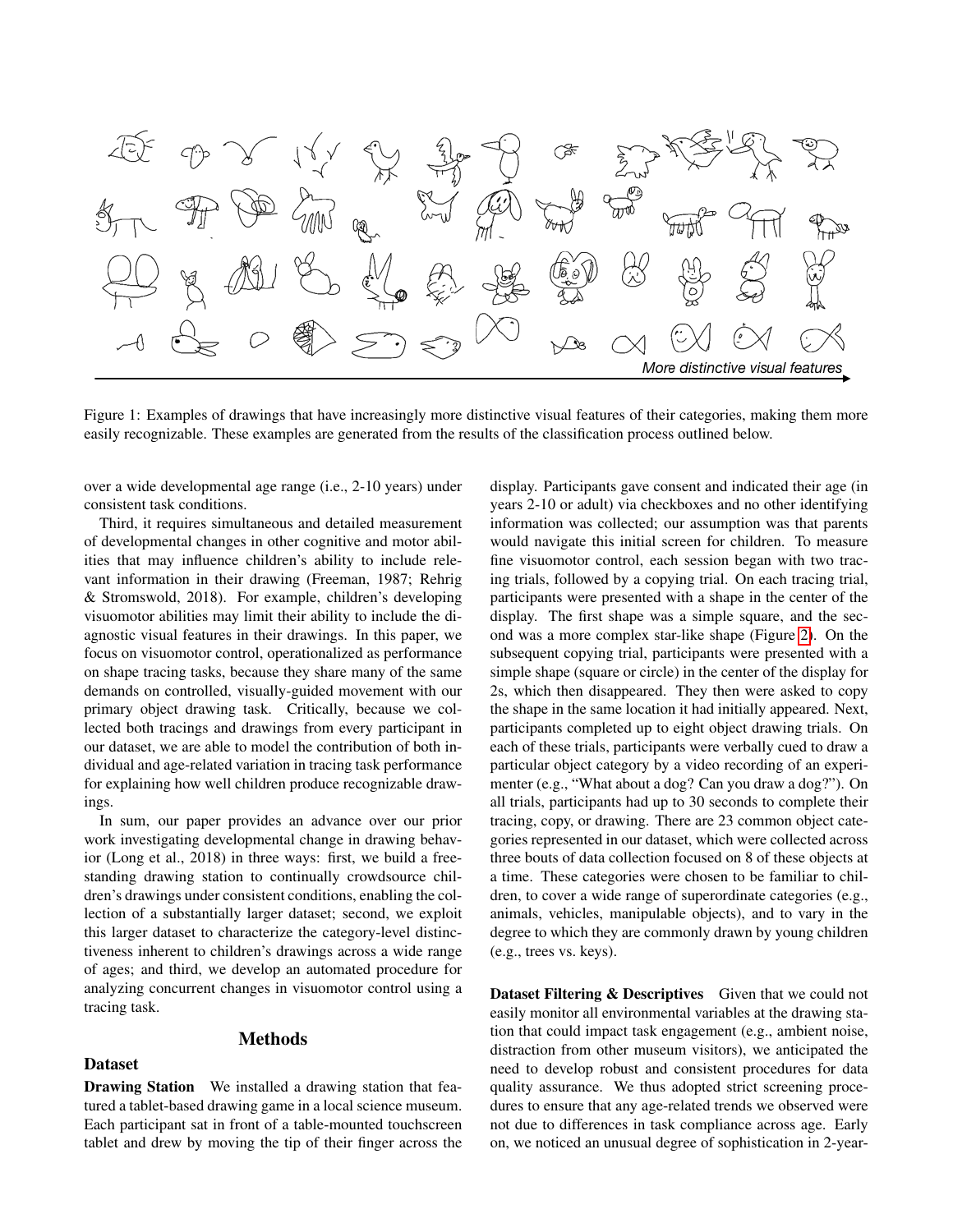Figure 1: Examples of drawings that have increasingly more distinctive visual features of their categories, making them more easily recognizable. These examples are generated from the results of the classification process outlined below.

over a wide developmental age range (i.e., 2-10 years) under consistent task conditions.

Third, it requires simultaneous and detailed measurement of developmental changes in other cognitive and motor abilities that may influence children's ability to include relevant information in their drawing (Freeman, 1987; Rehrig & Stromswold, 2018). For example, children's developing visuomotor abilities may limit their ability to include the diagnostic visual features in their drawings. In this paper, we focus on visuomotor control, operationalized as performance on shape tracing tasks, because they share many of the same demands on controlled, visually-guided movement with our primary object drawing task. Critically, because we collected both tracings and drawings from every participant in our dataset, we are able to model the contribution of both individual and age-related variation in tracing task performance for explaining how well children produce recognizable drawings.

In sum, our paper provides an advance over our prior work investigating developmental change in drawing behavior (Long et al., 2018) in three ways: first, we build a free-standing drawing station to continually crowdsource children's drawings under consistent conditions, enabling the collection of a substantially larger dataset; second, we exploit this larger dataset to characterize the category-level distinctiveness inherent to children's drawings across a wide range of ages; and third, we develop an automated procedure for analyzing concurrent changes in visuomotor control using a tracing task.

## Methods

### Dataset

**Drawing Station** We installed a drawing station that featured a tablet-based drawing game in a local science museum. Each participant sat in front of a table-mounted touchscreen tablet and drew by moving the tip of their finger across the display. Participants gave consent and indicated their age (in years 2-10 or adult) via checkboxes and no other identifying information was collected; our assumption was that parents would navigate this initial screen for children. To measure fine visuomotor control, each session began with two tracing trials, followed by a copying trial. On each tracing trial, participants were presented with a shape in the center of the display. The first shape was a simple square, and the second was a more complex star-like shape (Figure 2). On the subsequent copying trial, participants were presented with a simple shape (square or circle) in the center of the display for 2s, which then disappeared. They then were asked to copy the shape in the same location it had initially appeared. Next, participants completed up to eight object drawing trials. On each of these trials, participants were verbally cued to draw a particular object category by a video recording of an experimenter (e.g., "What about a dog? Can you draw a dog?"). On all trials, participants had up to 30 seconds to complete their tracing, copy, or drawing. There are 23 common object categories represented in our dataset, which were collected across three bouts of data collection focused on 8 of these objects at a time. These categories were chosen to be familiar to children, to cover a wide range of superordinate categories (e.g., animals, vehicles, manipulable objects), and to vary in the degree to which they are commonly drawn by young children (e.g., trees vs. keys).

**Dataset Filtering & Descriptives** Given that we could not easily monitor all environmental variables at the drawing station that could impact task engagement (e.g., ambient noise, distraction from other museum visitors), we anticipated the need to develop robust and consistent procedures for data quality assurance. We thus adopted strict screening procedures to ensure that any age-related trends we observed were not due to differences in task compliance across age. Early on, we noticed an unusual degree of sophistication in 2-year-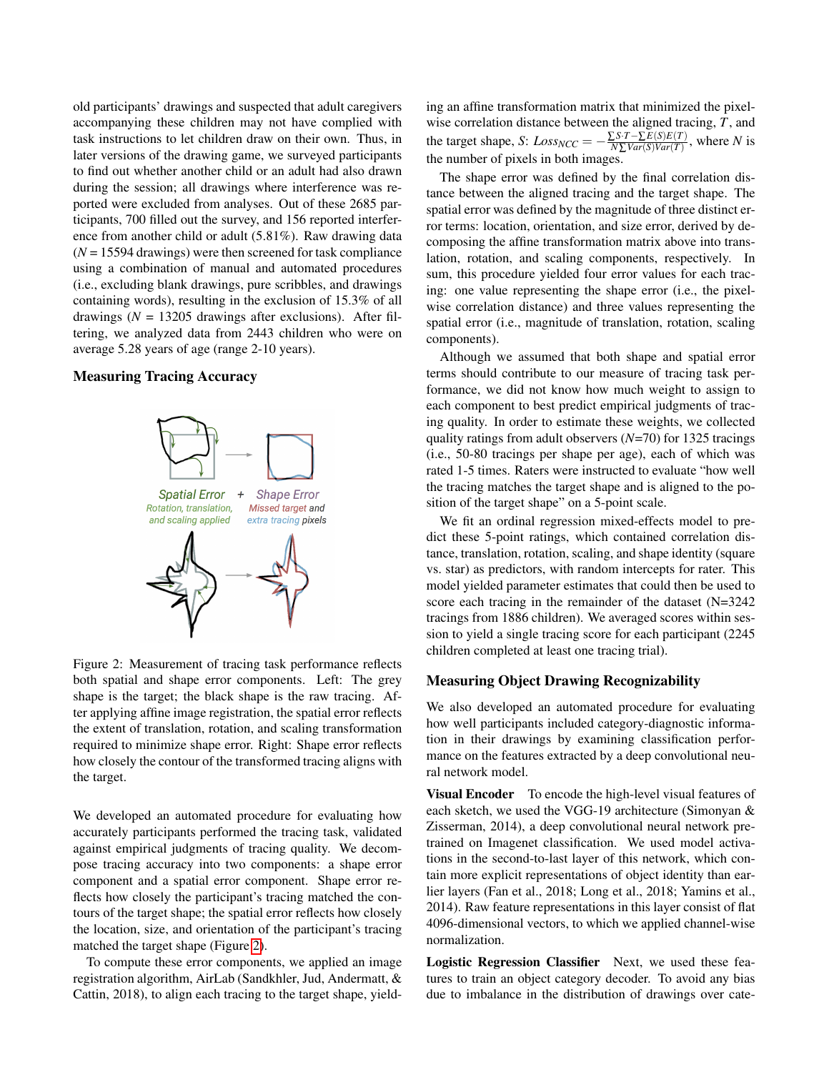old participants' drawings and suspected that adult caregivers accompanying these children may not have complied with task instructions to let children draw on their own. Thus, in later versions of the drawing game, we surveyed participants to find out whether another child or an adult had also drawn during the session; all drawings where interference was reported were excluded from analyses. Out of these 2685 participants, 700 filled out the survey, and 156 reported interference from another child or adult (5.81%). Raw drawing data ($N$ = 15594 drawings) were then screened for task compliance using a combination of manual and automated procedures (i.e., excluding blank drawings, pure scribbles, and drawings containing words), resulting in the exclusion of 15.3% of all drawings ($N$ = 13205 drawings after exclusions). After filtering, we analyzed data from 2443 children who were on average 5.28 years of age (range 2-10 years).

### Measuring Tracing Accuracy

Spatial Error + Shape Error
Rotation, translation, and scaling applied | Missed target and extra tracing pixels

Figure 2: Measurement of tracing task performance reflects both spatial and shape error components. Left: The grey shape is the target; the black shape is the raw tracing. After applying affine image registration, the spatial error reflects the extent of translation, rotation, and scaling transformation required to minimize shape error. Right: Shape error reflects how closely the contour of the transformed tracing aligns with the target.

We developed an automated procedure for evaluating how accurately participants performed the tracing task, validated against empirical judgments of tracing quality. We decompose tracing accuracy into two components: a shape error component and a spatial error component. Shape error reflects how closely the participant's tracing matched the contours of the target shape; the spatial error reflects how closely the location, size, and orientation of the participant's tracing matched the target shape (Figure 2).

To compute these error components, we applied an image registration algorithm, AirLab (Sandkhler, Jud, Andermatt, & Cattin, 2018), to align each tracing to the target shape, yielding an affine transformation matrix that minimized the pixel-wise correlation distance between the aligned tracing, $T$, and the target shape, $S$: $Loss_{NCC} = -\frac{\sum S \cdot T - \sum E(S)E(T)}{N \sum Var(S)Var(T)}$, where $N$ is the number of pixels in both images.

The shape error was defined by the final correlation distance between the aligned tracing and the target shape. The spatial error was defined by the magnitude of three distinct error terms: location, orientation, and size error, derived by decomposing the affine transformation matrix above into translation, rotation, and scaling components, respectively. In sum, this procedure yielded four error values for each tracing: one value representing the shape error (i.e., the pixel-wise correlation distance) and three values representing the spatial error (i.e., magnitude of translation, rotation, scaling components).

Although we assumed that both shape and spatial error terms should contribute to our measure of tracing task performance, we did not know how much weight to assign to each component to best predict empirical judgments of tracing quality. In order to estimate these weights, we collected quality ratings from adult observers ($N$=70) for 1325 tracings (i.e., 50-80 tracings per shape per age), each of which was rated 1-5 times. Raters were instructed to evaluate "how well the tracing matches the target shape and is aligned to the position of the target shape" on a 5-point scale.

We fit an ordinal regression mixed-effects model to predict these 5-point ratings, which contained correlation distance, translation, rotation, scaling, and shape identity (square vs. star) as predictors, with random intercepts for rater. This model yielded parameter estimates that could then be used to score each tracing in the remainder of the dataset (N=3242 tracings from 1886 children). We averaged scores within session to yield a single tracing score for each participant (2245 children completed at least one tracing trial).

### Measuring Object Drawing Recognizability

We also developed an automated procedure for evaluating how well participants included category-diagnostic information in their drawings by examining classification performance on the features extracted by a deep convolutional neural network model.

**Visual Encoder** To encode the high-level visual features of each sketch, we used the VGG-19 architecture (Simonyan & Zisserman, 2014), a deep convolutional neural network pre-trained on Imagenet classification. We used model activations in the second-to-last layer of this network, which contain more explicit representations of object identity than earlier layers (Fan et al., 2018; Long et al., 2018; Yamins et al., 2014). Raw feature representations in this layer consist of flat 4096-dimensional vectors, to which we applied channel-wise normalization.

**Logistic Regression Classifier** Next, we used these features to train an object category decoder. To avoid any bias due to imbalance in the distribution of drawings over cate-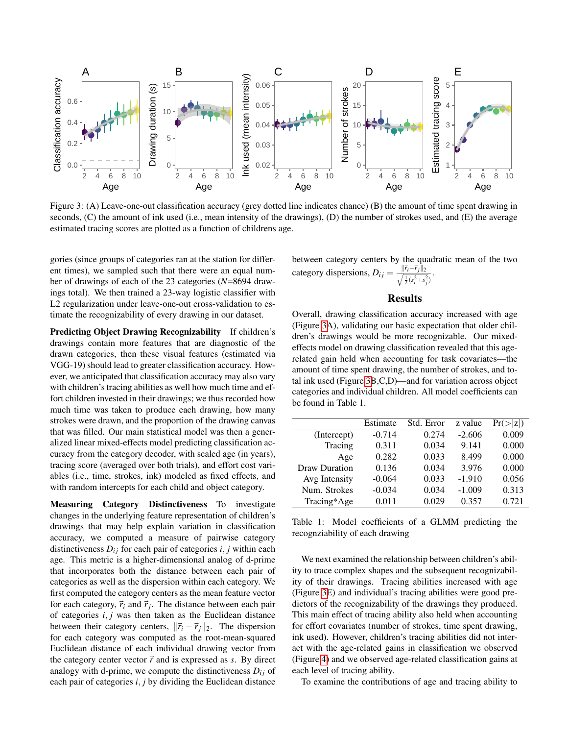Figure 3: (A) Leave-one-out classification accuracy (grey dotted line indicates chance) (B) the amount of time spent drawing in seconds, (C) the amount of ink used (i.e., mean intensity of the drawings), (D) the number of strokes used, and (E) the average estimated tracing scores are plotted as a function of childrens age.

gories (since groups of categories ran at the station for different times), we sampled such that there were an equal number of drawings of each of the 23 categories ($N$=8694 drawings total). We then trained a 23-way logistic classifier with L2 regularization under leave-one-out cross-validation to estimate the recognizability of every drawing in our dataset.

**Predicting Object Drawing Recognizability** If children's drawings contain more features that are diagnostic of the drawn categories, then these visual features (estimated via VGG-19) should lead to greater classification accuracy. However, we anticipated that classification accuracy may also vary with children's tracing abilities as well how much time and effort children invested in their drawings; we thus recorded how much time was taken to produce each drawing, how many strokes were drawn, and the proportion of the drawing canvas that was filled. Our main statistical model was then a generalized linear mixed-effects model predicting classification accuracy from the category decoder, with scaled age (in years), tracing score (averaged over both trials), and effort cost variables (i.e., time, strokes, ink) modeled as fixed effects, and with random intercepts for each child and object category.

**Measuring Category Distinctiveness** To investigate changes in the underlying feature representation of children's drawings that may help explain variation in classification accuracy, we computed a measure of pairwise category distinctiveness $D_{ij}$ for each pair of categories $i, j$ within each age. This metric is a higher-dimensional analog of d-prime that incorporates both the distance between each pair of categories as well as the dispersion within each category. We first computed the category centers as the mean feature vector for each category, $\vec{r}_i$ and $\vec{r}_j$. The distance between each pair of categories $i, j$ was then taken as the Euclidean distance between their category centers, $\|\vec{r}_i - \vec{r}_j\|_2$. The dispersion for each category was computed as the root-mean-squared Euclidean distance of each individual drawing vector from the category center vector $\vec{r}$ and is expressed as $s$. By direct analogy with d-prime, we compute the distinctiveness $D_{ij}$ of each pair of categories $i, j$ by dividing the Euclidean distance between category centers by the quadratic mean of the two category dispersions, $D_{ij} = \frac{\|\vec{r}_i - \vec{r}_j\|_2}{\sqrt{\frac{1}{2}(s_i^2 + s_j^2)}}$.

## Results

Overall, drawing classification accuracy increased with age (Figure 3A), validating our basic expectation that older children's drawings would be more recognizable. Our mixed-effects model on drawing classification revealed that this age-related gain held when accounting for task covariates—the amount of time spent drawing, the number of strokes, and total ink used (Figure 3B,C,D)—and for variation across object categories and individual children. All model coefficients can be found in Table 1.

| | Estimate | Std. Error | z value | Pr(>\|z\|) |
|---|---|---|---|---|
| (Intercept) | -0.714 | 0.274 | -2.606 | 0.009 |
| Tracing | 0.311 | 0.034 | 9.141 | 0.000 |
| Age | 0.282 | 0.033 | 8.499 | 0.000 |
| Draw Duration | 0.136 | 0.034 | 3.976 | 0.000 |
| Avg Intensity | -0.064 | 0.033 | -1.910 | 0.056 |
| Num. Strokes | -0.034 | 0.034 | -1.009 | 0.313 |
| Tracing*Age | 0.011 | 0.029 | 0.357 | 0.721 |

Table 1: Model coefficients of a GLMM predicting the recogznizability of each drawing

We next examined the relationship between children's ability to trace complex shapes and the subsequent recognizability of their drawings. Tracing abilities increased with age (Figure 3E) and individual's tracing abilities were good predictors of the recognizability of the drawings they produced. This main effect of tracing ability also held when accounting for effort covariates (number of strokes, time spent drawing, ink used). However, children's tracing abilities did not interact with the age-related gains in classification we observed (Figure 4) and we observed age-related classification gains at each level of tracing ability.

To examine the contributions of age and tracing ability to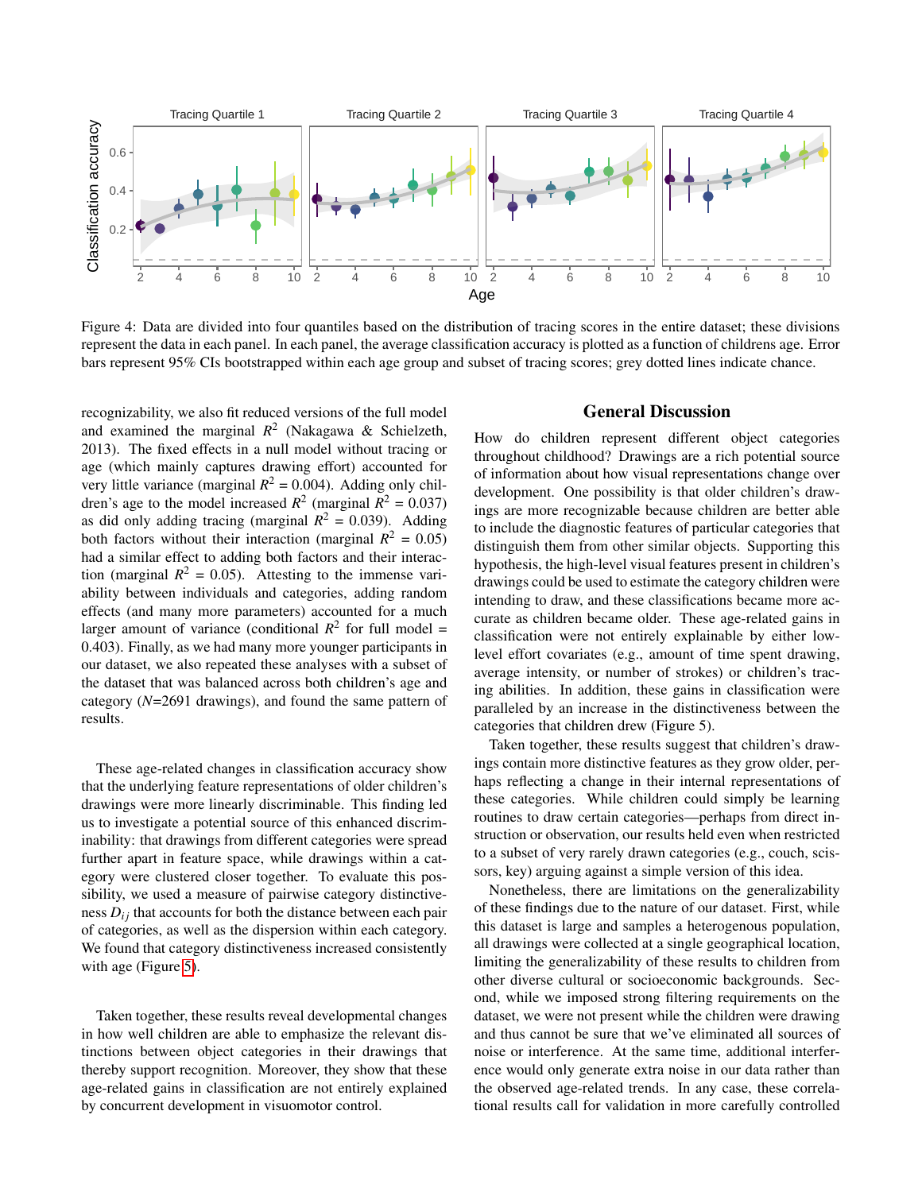Figure 4: Data are divided into four quantiles based on the distribution of tracing scores in the entire dataset; these divisions represent the data in each panel. In each panel, the average classification accuracy is plotted as a function of childrens age. Error bars represent 95% CIs bootstrapped within each age group and subset of tracing scores; grey dotted lines indicate chance.

recognizability, we also fit reduced versions of the full model and examined the marginal $R^2$ (Nakagawa & Schielzeth, 2013). The fixed effects in a null model without tracing or age (which mainly captures drawing effort) accounted for very little variance (marginal $R^2$ = 0.004). Adding only children's age to the model increased $R^2$ (marginal $R^2$ = 0.037) as did only adding tracing (marginal $R^2$ = 0.039). Adding both factors without their interaction (marginal $R^2$ = 0.05) had a similar effect to adding both factors and their interaction (marginal $R^2$ = 0.05). Attesting to the immense variability between individuals and categories, adding random effects (and many more parameters) accounted for a much larger amount of variance (conditional $R^2$ for full model = 0.403). Finally, as we had many more younger participants in our dataset, we also repeated these analyses with a subset of the dataset that was balanced across both children's age and category ($N$=2691 drawings), and found the same pattern of results.

These age-related changes in classification accuracy show that the underlying feature representations of older children's drawings were more linearly discriminable. This finding led us to investigate a potential source of this enhanced discriminability: that drawings from different categories were spread further apart in feature space, while drawings within a category were clustered closer together. To evaluate this possibility, we used a measure of pairwise category distinctiveness $D_{ij}$ that accounts for both the distance between each pair of categories, as well as the dispersion within each category. We found that category distinctiveness increased consistently with age (Figure 5).

Taken together, these results reveal developmental changes in how well children are able to emphasize the relevant distinctions between object categories in their drawings that thereby support recognition. Moreover, they show that these age-related gains in classification are not entirely explained by concurrent development in visuomotor control.

## General Discussion

How do children represent different object categories throughout childhood? Drawings are a rich potential source of information about how visual representations change over development. One possibility is that older children's drawings are more recognizable because children are better able to include the diagnostic features of particular categories that distinguish them from other similar objects. Supporting this hypothesis, the high-level visual features present in children's drawings could be used to estimate the category children were intending to draw, and these classifications became more accurate as children became older. These age-related gains in classification were not entirely explainable by either low-level effort covariates (e.g., amount of time spent drawing, average intensity, or number of strokes) or children's tracing abilities. In addition, these gains in classification were paralleled by an increase in the distinctiveness between the categories that children drew (Figure 5).

Taken together, these results suggest that children's drawings contain more distinctive features as they grow older, perhaps reflecting a change in their internal representations of these categories. While children could simply be learning routines to draw certain categories—perhaps from direct instruction or observation, our results held even when restricted to a subset of very rarely drawn categories (e.g., couch, scissors, key) arguing against a simple version of this idea.

Nonetheless, there are limitations on the generalizability of these findings due to the nature of our dataset. First, while this dataset is large and samples a heterogenous population, all drawings were collected at a single geographical location, limiting the generalizability of these results to children from other diverse cultural or socioeconomic backgrounds. Second, while we imposed strong filtering requirements on the dataset, we were not present while the children were drawing and thus cannot be sure that we've eliminated all sources of noise or interference. At the same time, additional interference would only generate extra noise in our data rather than the observed age-related trends. In any case, these correlational results call for validation in more carefully controlled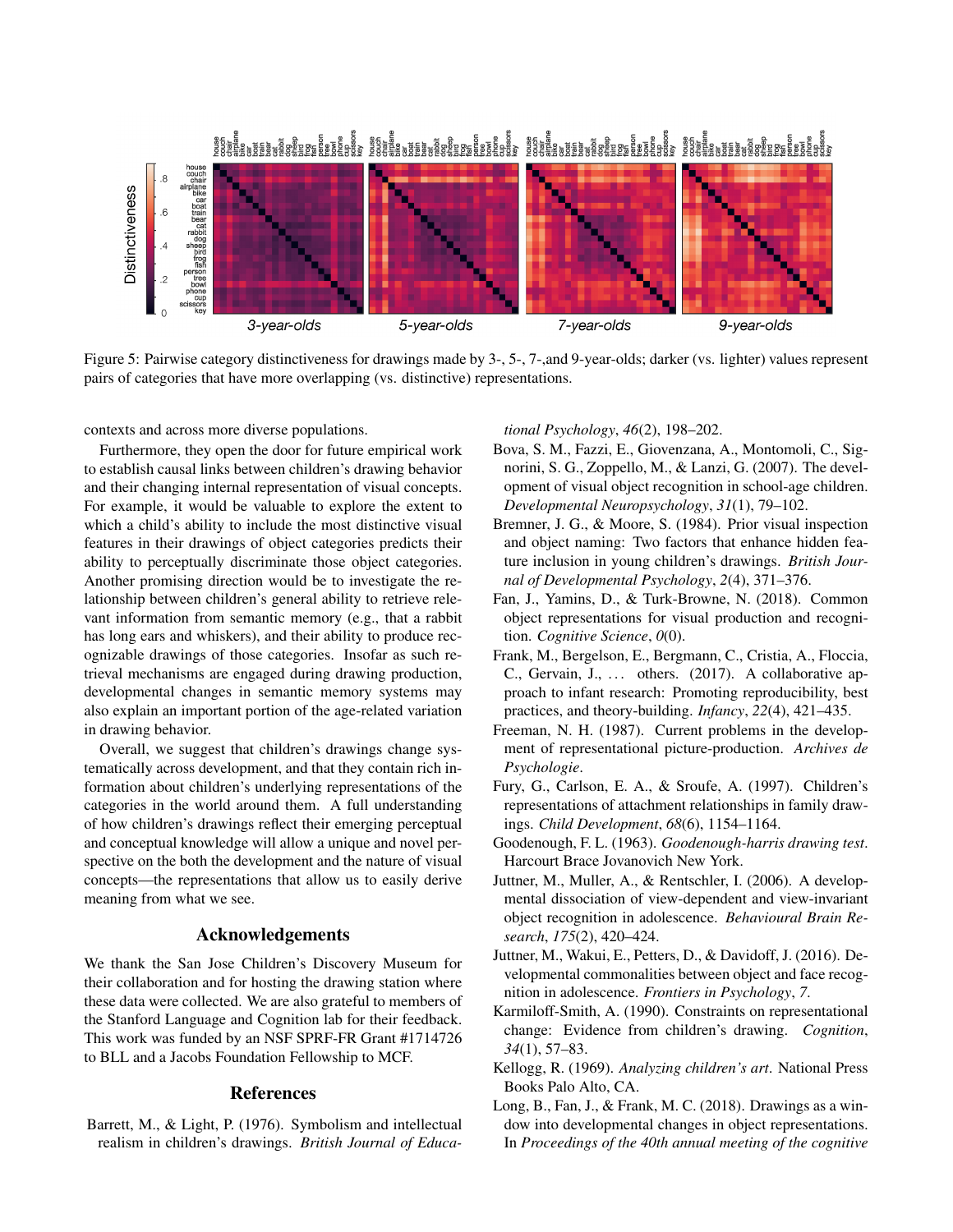Figure 5: Pairwise category distinctiveness for drawings made by 3-, 5-, 7-,and 9-year-olds; darker (vs. lighter) values represent pairs of categories that have more overlapping (vs. distinctive) representations.

contexts and across more diverse populations.

Furthermore, they open the door for future empirical work to establish causal links between children's drawing behavior and their changing internal representation of visual concepts. For example, it would be valuable to explore the extent to which a child's ability to include the most distinctive visual features in their drawings of object categories predicts their ability to perceptually discriminate those object categories. Another promising direction would be to investigate the relationship between children's general ability to retrieve relevant information from semantic memory (e.g., that a rabbit has long ears and whiskers), and their ability to produce recognizable drawings of those categories. Insofar as such retrieval mechanisms are engaged during drawing production, developmental changes in semantic memory systems may also explain an important portion of the age-related variation in drawing behavior.

Overall, we suggest that children's drawings change systematically across development, and that they contain rich information about children's underlying representations of the categories in the world around them. A full understanding of how children's drawings reflect their emerging perceptual and conceptual knowledge will allow a unique and novel perspective on the both the development and the nature of visual concepts—the representations that allow us to easily derive meaning from what we see.

## Acknowledgements

We thank the San Jose Children's Discovery Museum for their collaboration and for hosting the drawing station where these data were collected. We are also grateful to members of the Stanford Language and Cognition lab for their feedback. This work was funded by an NSF SPRF-FR Grant #1714726 to BLL and a Jacobs Foundation Fellowship to MCF.

## References

Barrett, M., & Light, P. (1976). Symbolism and intellectual realism in children's drawings. *British Journal of Educational Psychology*, *46*(2), 198–202.

Bova, S. M., Fazzi, E., Giovenzana, A., Montomoli, C., Signorini, S. G., Zoppello, M., & Lanzi, G. (2007). The development of visual object recognition in school-age children. *Developmental Neuropsychology*, *31*(1), 79–102.

Bremner, J. G., & Moore, S. (1984). Prior visual inspection and object naming: Two factors that enhance hidden feature inclusion in young children's drawings. *British Journal of Developmental Psychology*, *2*(4), 371–376.

Fan, J., Yamins, D., & Turk-Browne, N. (2018). Common object representations for visual production and recognition. *Cognitive Science*, *0*(0).

Frank, M., Bergelson, E., Bergmann, C., Cristia, A., Floccia, C., Gervain, J., ... others. (2017). A collaborative approach to infant research: Promoting reproducibility, best practices, and theory-building. *Infancy*, *22*(4), 421–435.

Freeman, N. H. (1987). Current problems in the development of representational picture-production. *Archives de Psychologie*.

Fury, G., Carlson, E. A., & Sroufe, A. (1997). Children's representations of attachment relationships in family drawings. *Child Development*, *68*(6), 1154–1164.

Goodenough, F. L. (1963). *Goodenough-harris drawing test*. Harcourt Brace Jovanovich New York.

Juttner, M., Muller, A., & Rentschler, I. (2006). A developmental dissociation of view-dependent and view-invariant object recognition in adolescence. *Behavioural Brain Research*, *175*(2), 420–424.

Juttner, M., Wakui, E., Petters, D., & Davidoff, J. (2016). Developmental commonalities between object and face recognition in adolescence. *Frontiers in Psychology*, *7*.

Karmiloff-Smith, A. (1990). Constraints on representational change: Evidence from children's drawing. *Cognition*, *34*(1), 57–83.

Kellogg, R. (1969). *Analyzing children's art*. National Press Books Palo Alto, CA.

Long, B., Fan, J., & Frank, M. C. (2018). Drawings as a window into developmental changes in object representations. In *Proceedings of the 40th annual meeting of the cognitive*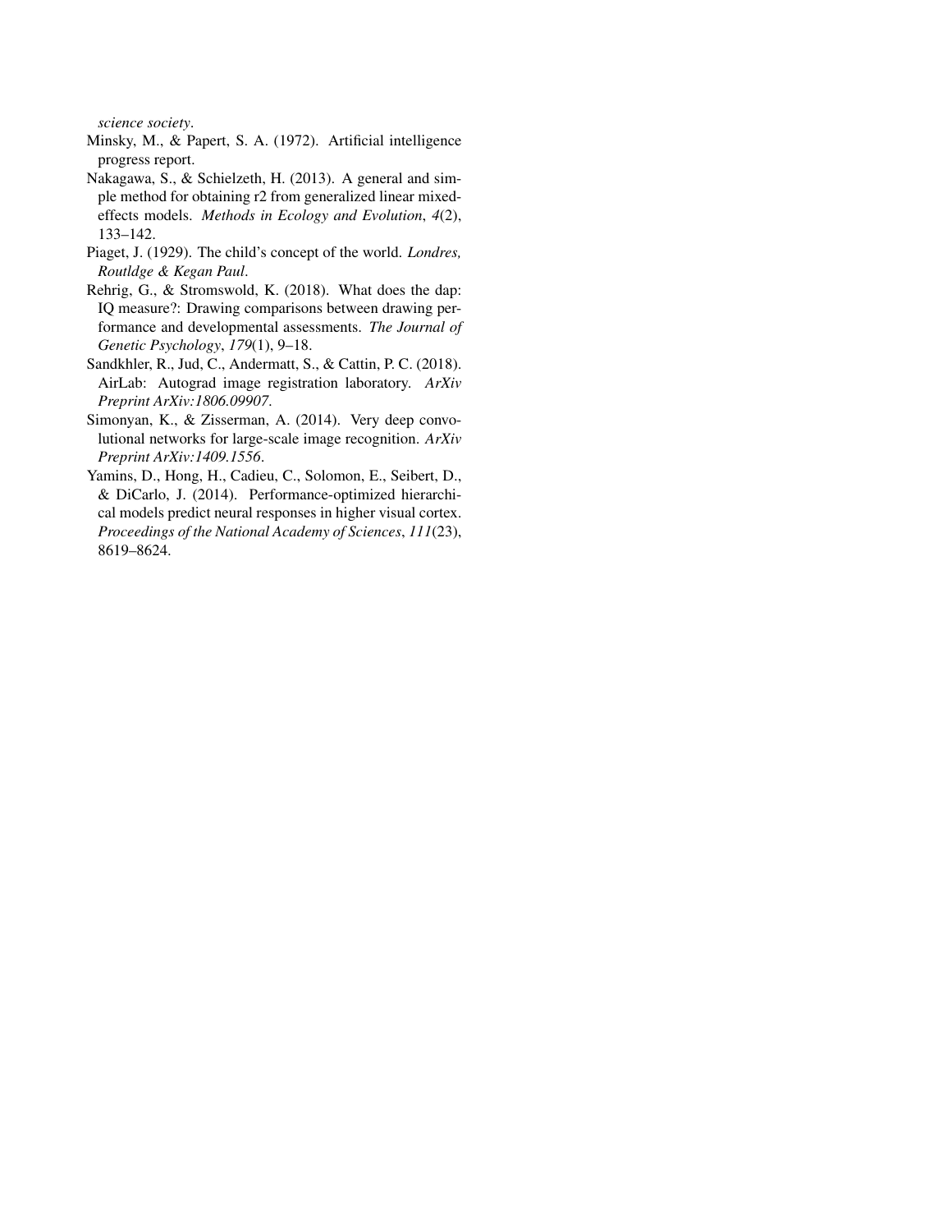*science society*.

Minsky, M., & Papert, S. A. (1972). Artificial intelligence progress report.

Nakagawa, S., & Schielzeth, H. (2013). A general and simple method for obtaining r2 from generalized linear mixed-effects models. *Methods in Ecology and Evolution*, *4*(2), 133–142.

Piaget, J. (1929). The child's concept of the world. *Londres, Routldge & Kegan Paul*.

Rehrig, G., & Stromswold, K. (2018). What does the dap: IQ measure?: Drawing comparisons between drawing performance and developmental assessments. *The Journal of Genetic Psychology*, *179*(1), 9–18.

Sandkhler, R., Jud, C., Andermatt, S., & Cattin, P. C. (2018). AirLab: Autograd image registration laboratory. *ArXiv Preprint ArXiv:1806.09907*.

Simonyan, K., & Zisserman, A. (2014). Very deep convolutional networks for large-scale image recognition. *ArXiv Preprint ArXiv:1409.1556*.

Yamins, D., Hong, H., Cadieu, C., Solomon, E., Seibert, D., & DiCarlo, J. (2014). Performance-optimized hierarchical models predict neural responses in higher visual cortex. *Proceedings of the National Academy of Sciences*, *111*(23), 8619–8624.